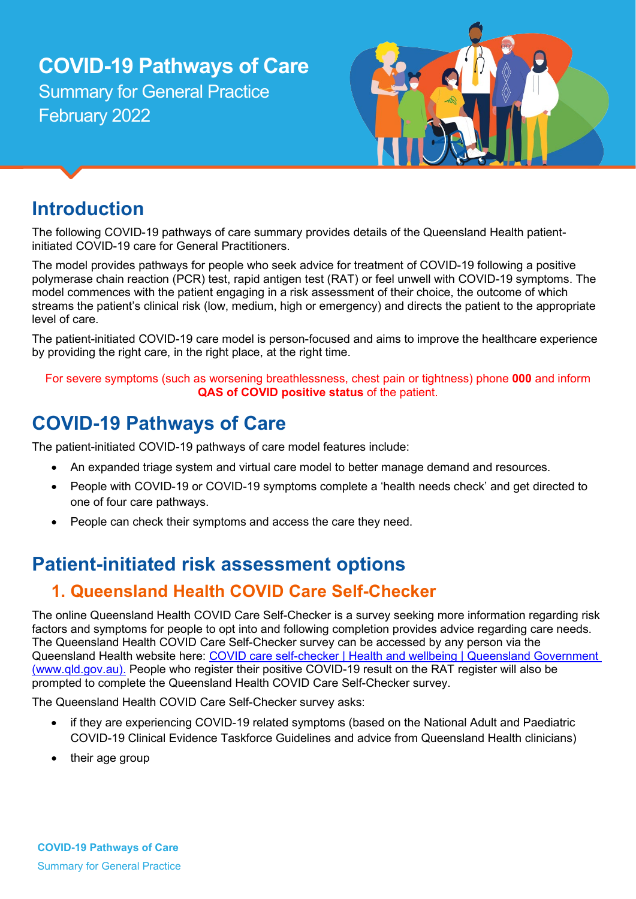# COVID-19 Pathways of Care

Summary for General Practice
February 2022

## Introduction

The following COVID-19 pathways of care summary provides details of the Queensland Health patient-initiated COVID-19 care for General Practitioners.

The model provides pathways for people who seek advice for treatment of COVID-19 following a positive polymerase chain reaction (PCR) test, rapid antigen test (RAT) or feel unwell with COVID-19 symptoms. The model commences with the patient engaging in a risk assessment of their choice, the outcome of which streams the patient's clinical risk (low, medium, high or emergency) and directs the patient to the appropriate level of care.

The patient-initiated COVID-19 care model is person-focused and aims to improve the healthcare experience by providing the right care, in the right place, at the right time.

For severe symptoms (such as worsening breathlessness, chest pain or tightness) phone **000** and inform **QAS of COVID positive status** of the patient.

## COVID-19 Pathways of Care

The patient-initiated COVID-19 pathways of care model features include:

- An expanded triage system and virtual care model to better manage demand and resources.
- People with COVID-19 or COVID-19 symptoms complete a 'health needs check' and get directed to one of four care pathways.
- People can check their symptoms and access the care they need.

## Patient-initiated risk assessment options

### 1. Queensland Health COVID Care Self-Checker

The online Queensland Health COVID Care Self-Checker is a survey seeking more information regarding risk factors and symptoms for people to opt into and following completion provides advice regarding care needs. The Queensland Health COVID Care Self-Checker survey can be accessed by any person via the Queensland Health website here: [COVID care self-checker | Health and wellbeing | Queensland Government (www.qld.gov.au).](www.qld.gov.au) People who register their positive COVID-19 result on the RAT register will also be prompted to complete the Queensland Health COVID Care Self-Checker survey.

The Queensland Health COVID Care Self-Checker survey asks:

- if they are experiencing COVID-19 related symptoms (based on the National Adult and Paediatric COVID-19 Clinical Evidence Taskforce Guidelines and advice from Queensland Health clinicians)
- their age group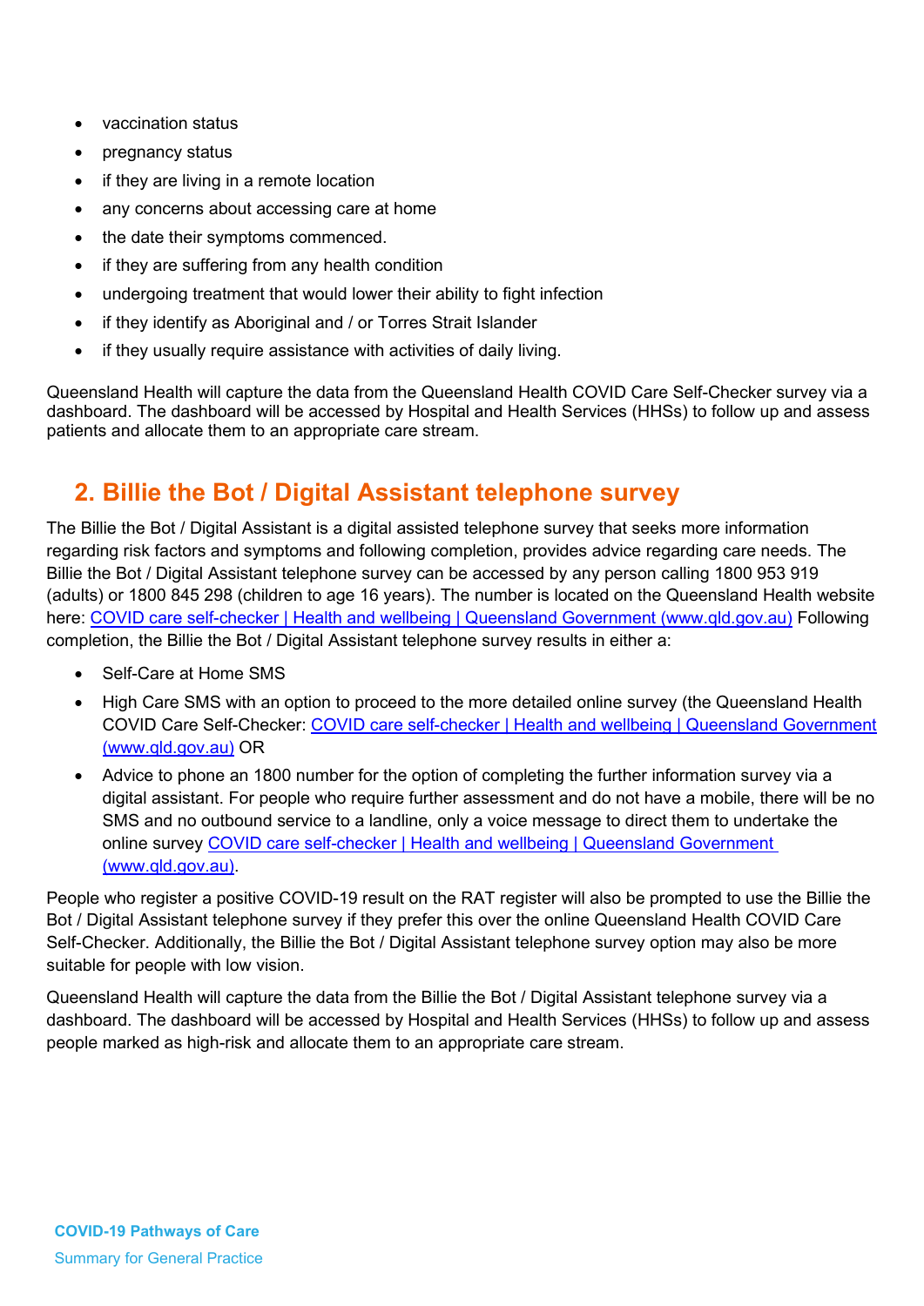- vaccination status
- pregnancy status
- if they are living in a remote location
- any concerns about accessing care at home
- the date their symptoms commenced.
- if they are suffering from any health condition
- undergoing treatment that would lower their ability to fight infection
- if they identify as Aboriginal and / or Torres Strait Islander
- if they usually require assistance with activities of daily living.

Queensland Health will capture the data from the Queensland Health COVID Care Self-Checker survey via a dashboard. The dashboard will be accessed by Hospital and Health Services (HHSs) to follow up and assess patients and allocate them to an appropriate care stream.

## 2. Billie the Bot / Digital Assistant telephone survey

The Billie the Bot / Digital Assistant is a digital assisted telephone survey that seeks more information regarding risk factors and symptoms and following completion, provides advice regarding care needs. The Billie the Bot / Digital Assistant telephone survey can be accessed by any person calling 1800 953 919 (adults) or 1800 845 298 (children to age 16 years). The number is located on the Queensland Health website here: [COVID care self-checker | Health and wellbeing | Queensland Government (www.qld.gov.au)](www.qld.gov.au) Following completion, the Billie the Bot / Digital Assistant telephone survey results in either a:

- Self-Care at Home SMS
- High Care SMS with an option to proceed to the more detailed online survey (the Queensland Health COVID Care Self-Checker: [COVID care self-checker | Health and wellbeing | Queensland Government (www.qld.gov.au)](www.qld.gov.au) OR
- Advice to phone an 1800 number for the option of completing the further information survey via a digital assistant. For people who require further assessment and do not have a mobile, there will be no SMS and no outbound service to a landline, only a voice message to direct them to undertake the online survey [COVID care self-checker | Health and wellbeing | Queensland Government (www.qld.gov.au)](www.qld.gov.au).

People who register a positive COVID-19 result on the RAT register will also be prompted to use the Billie the Bot / Digital Assistant telephone survey if they prefer this over the online Queensland Health COVID Care Self-Checker. Additionally, the Billie the Bot / Digital Assistant telephone survey option may also be more suitable for people with low vision.

Queensland Health will capture the data from the Billie the Bot / Digital Assistant telephone survey via a dashboard. The dashboard will be accessed by Hospital and Health Services (HHSs) to follow up and assess people marked as high-risk and allocate them to an appropriate care stream.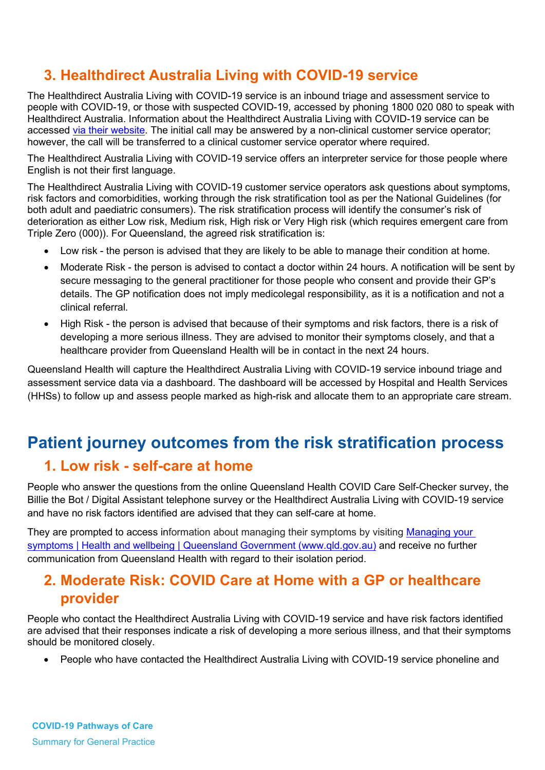## 3. Healthdirect Australia Living with COVID-19 service

The Healthdirect Australia Living with COVID-19 service is an inbound triage and assessment service to people with COVID-19, or those with suspected COVID-19, accessed by phoning 1800 020 080 to speak with Healthdirect Australia. Information about the Healthdirect Australia Living with COVID-19 service can be accessed via their website. The initial call may be answered by a non-clinical customer service operator; however, the call will be transferred to a clinical customer service operator where required.

The Healthdirect Australia Living with COVID-19 service offers an interpreter service for those people where English is not their first language.

The Healthdirect Australia Living with COVID-19 customer service operators ask questions about symptoms, risk factors and comorbidities, working through the risk stratification tool as per the National Guidelines (for both adult and paediatric consumers). The risk stratification process will identify the consumer's risk of deterioration as either Low risk, Medium risk, High risk or Very High risk (which requires emergent care from Triple Zero (000)). For Queensland, the agreed risk stratification is:

- Low risk - the person is advised that they are likely to be able to manage their condition at home.
- Moderate Risk - the person is advised to contact a doctor within 24 hours. A notification will be sent by secure messaging to the general practitioner for those people who consent and provide their GP's details. The GP notification does not imply medicolegal responsibility, as it is a notification and not a clinical referral.
- High Risk - the person is advised that because of their symptoms and risk factors, there is a risk of developing a more serious illness. They are advised to monitor their symptoms closely, and that a healthcare provider from Queensland Health will be in contact in the next 24 hours.

Queensland Health will capture the Healthdirect Australia Living with COVID-19 service inbound triage and assessment service data via a dashboard. The dashboard will be accessed by Hospital and Health Services (HHSs) to follow up and assess people marked as high-risk and allocate them to an appropriate care stream.

# Patient journey outcomes from the risk stratification process

## 1. Low risk - self-care at home

People who answer the questions from the online Queensland Health COVID Care Self-Checker survey, the Billie the Bot / Digital Assistant telephone survey or the Healthdirect Australia Living with COVID-19 service and have no risk factors identified are advised that they can self-care at home.

They are prompted to access information about managing their symptoms by visiting Managing your symptoms | Health and wellbeing | Queensland Government (www.qld.gov.au) and receive no further communication from Queensland Health with regard to their isolation period.

## 2. Moderate Risk: COVID Care at Home with a GP or healthcare provider

People who contact the Healthdirect Australia Living with COVID-19 service and have risk factors identified are advised that their responses indicate a risk of developing a more serious illness, and that their symptoms should be monitored closely.

- People who have contacted the Healthdirect Australia Living with COVID-19 service phoneline and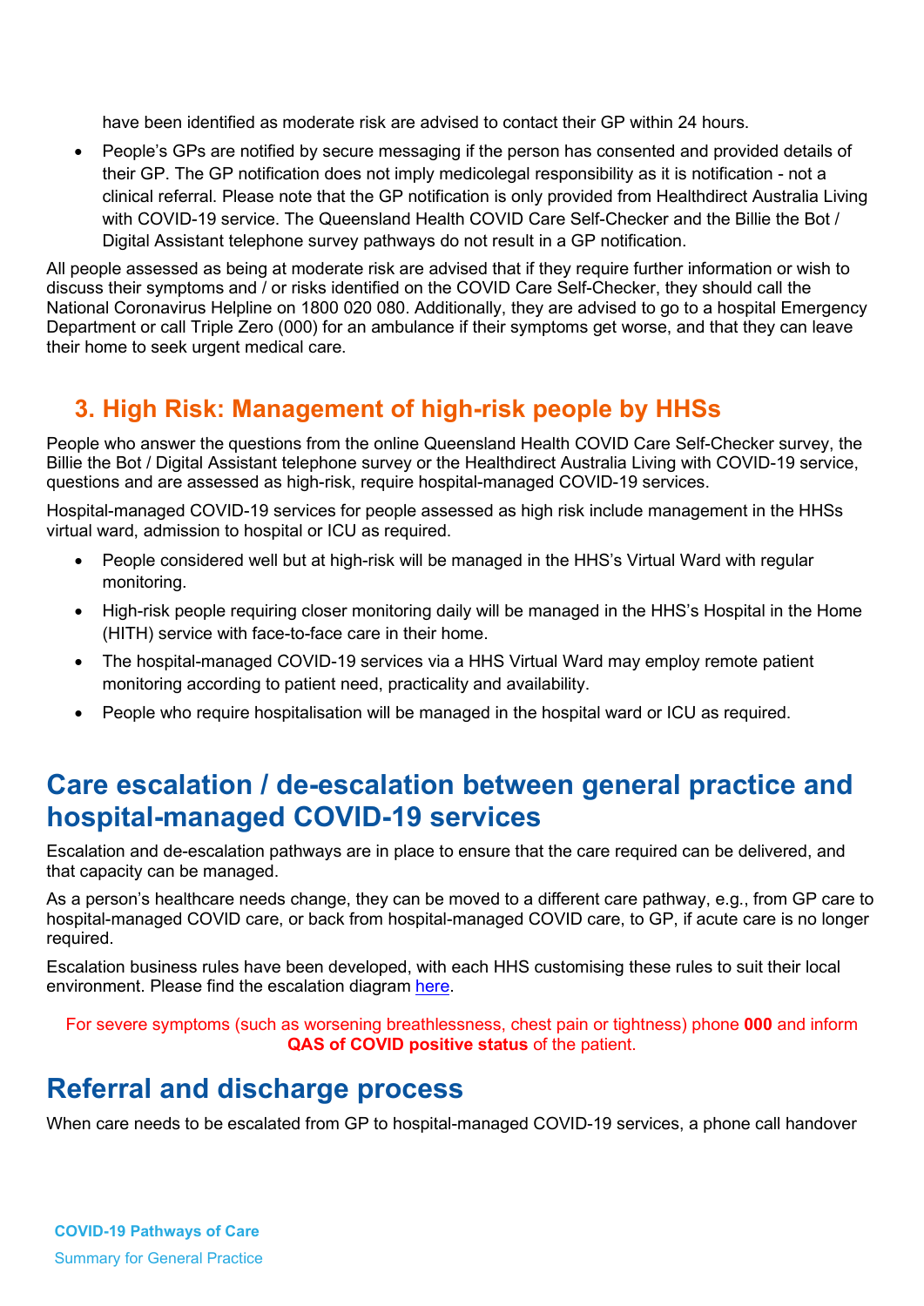have been identified as moderate risk are advised to contact their GP within 24 hours.

- People's GPs are notified by secure messaging if the person has consented and provided details of their GP. The GP notification does not imply medicolegal responsibility as it is notification - not a clinical referral. Please note that the GP notification is only provided from Healthdirect Australia Living with COVID-19 service. The Queensland Health COVID Care Self-Checker and the Billie the Bot / Digital Assistant telephone survey pathways do not result in a GP notification.

All people assessed as being at moderate risk are advised that if they require further information or wish to discuss their symptoms and / or risks identified on the COVID Care Self-Checker, they should call the National Coronavirus Helpline on 1800 020 080. Additionally, they are advised to go to a hospital Emergency Department or call Triple Zero (000) for an ambulance if their symptoms get worse, and that they can leave their home to seek urgent medical care.

### 3. High Risk: Management of high-risk people by HHSs

People who answer the questions from the online Queensland Health COVID Care Self-Checker survey, the Billie the Bot / Digital Assistant telephone survey or the Healthdirect Australia Living with COVID-19 service, questions and are assessed as high-risk, require hospital-managed COVID-19 services.

Hospital-managed COVID-19 services for people assessed as high risk include management in the HHSs virtual ward, admission to hospital or ICU as required.

- People considered well but at high-risk will be managed in the HHS's Virtual Ward with regular monitoring.
- High-risk people requiring closer monitoring daily will be managed in the HHS's Hospital in the Home (HITH) service with face-to-face care in their home.
- The hospital-managed COVID-19 services via a HHS Virtual Ward may employ remote patient monitoring according to patient need, practicality and availability.
- People who require hospitalisation will be managed in the hospital ward or ICU as required.

## Care escalation / de-escalation between general practice and hospital-managed COVID-19 services

Escalation and de-escalation pathways are in place to ensure that the care required can be delivered, and that capacity can be managed.

As a person's healthcare needs change, they can be moved to a different care pathway, e.g., from GP care to hospital-managed COVID care, or back from hospital-managed COVID care, to GP, if acute care is no longer required.

Escalation business rules have been developed, with each HHS customising these rules to suit their local environment. Please find the escalation diagram here.

For severe symptoms (such as worsening breathlessness, chest pain or tightness) phone **000** and inform **QAS of COVID positive status** of the patient.

## Referral and discharge process

When care needs to be escalated from GP to hospital-managed COVID-19 services, a phone call handover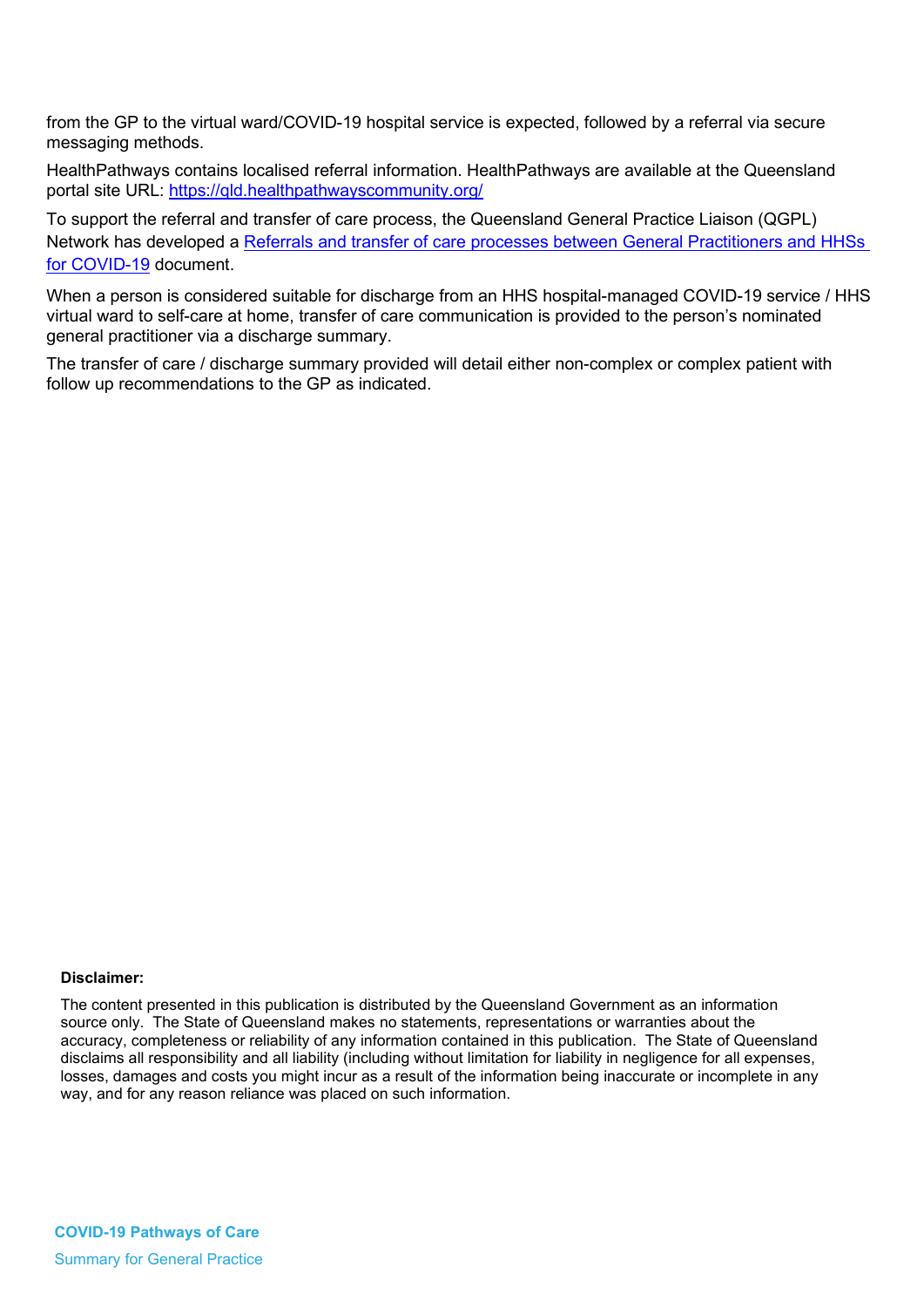from the GP to the virtual ward/COVID-19 hospital service is expected, followed by a referral via secure messaging methods.

HealthPathways contains localised referral information. HealthPathways are available at the Queensland portal site URL: [https://qld.healthpathwayscommunity.org/](https://qld.healthpathwayscommunity.org/)

To support the referral and transfer of care process, the Queensland General Practice Liaison (QGPL) Network has developed a [Referrals and transfer of care processes between General Practitioners and HHSs for COVID-19]() document.

When a person is considered suitable for discharge from an HHS hospital-managed COVID-19 service / HHS virtual ward to self-care at home, transfer of care communication is provided to the person's nominated general practitioner via a discharge summary.

The transfer of care / discharge summary provided will detail either non-complex or complex patient with follow up recommendations to the GP as indicated.

**Disclaimer:**

The content presented in this publication is distributed by the Queensland Government as an information source only. The State of Queensland makes no statements, representations or warranties about the accuracy, completeness or reliability of any information contained in this publication. The State of Queensland disclaims all responsibility and all liability (including without limitation for liability in negligence for all expenses, losses, damages and costs you might incur as a result of the information being inaccurate or incomplete in any way, and for any reason reliance was placed on such information.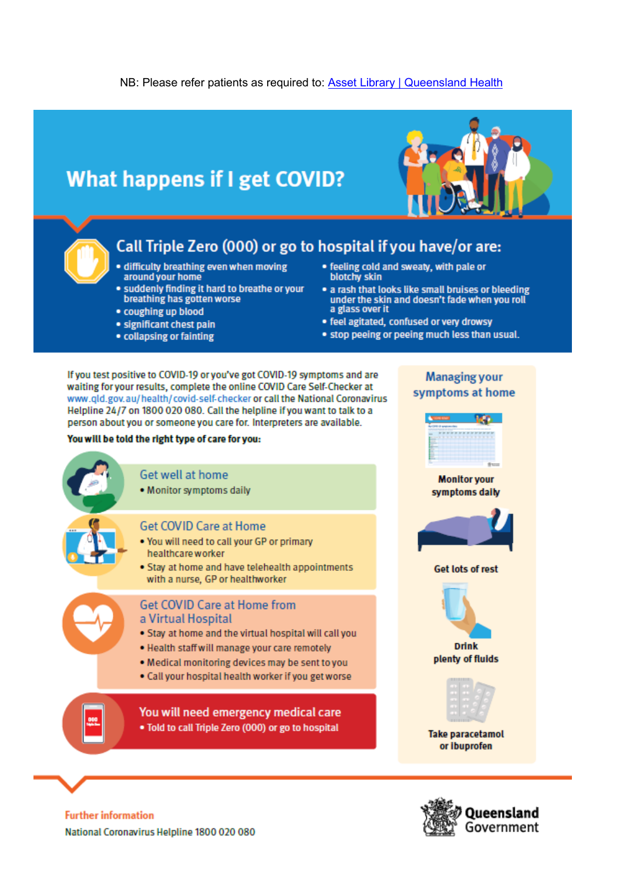NB: Please refer patients as required to: [Asset Library | Queensland Health]()

# What happens if I get COVID?

## Call Triple Zero (000) or go to hospital if you have/or are:

- difficulty breathing even when moving around your home
- suddenly finding it hard to breathe or your breathing has gotten worse
- coughing up blood
- significant chest pain
- collapsing or fainting
- feeling cold and sweaty, with pale or blotchy skin
- a rash that looks like small bruises or bleeding under the skin and doesn't fade when you roll a glass over it
- feel agitated, confused or very drowsy
- stop peeing or peeing much less than usual.

If you test positive to COVID-19 or you've got COVID-19 symptoms and are waiting for your results, complete the online COVID Care Self-Checker at www.qld.gov.au/health/covid-self-checker or call the National Coronavirus Helpline 24/7 on 1800 020 080. Call the helpline if you want to talk to a person about you or someone you care for. Interpreters are available.

**You will be told the right type of care for you:**

### Get well at home

- Monitor symptoms daily

### Get COVID Care at Home

- You will need to call your GP or primary healthcare worker
- Stay at home and have telehealth appointments with a nurse, GP or healthworker

### Get COVID Care at Home from a Virtual Hospital

- Stay at home and the virtual hospital will call you
- Health staff will manage your care remotely
- Medical monitoring devices may be sent to you
- Call your hospital health worker if you get worse

### You will need emergency medical care

- Told to call Triple Zero (000) or go to hospital

## Managing your symptoms at home

Monitor your symptoms daily

Get lots of rest

Drink plenty of fluids

Take paracetamol or ibuprofen

**Further information**

National Coronavirus Helpline 1800 020 080

Queensland Government